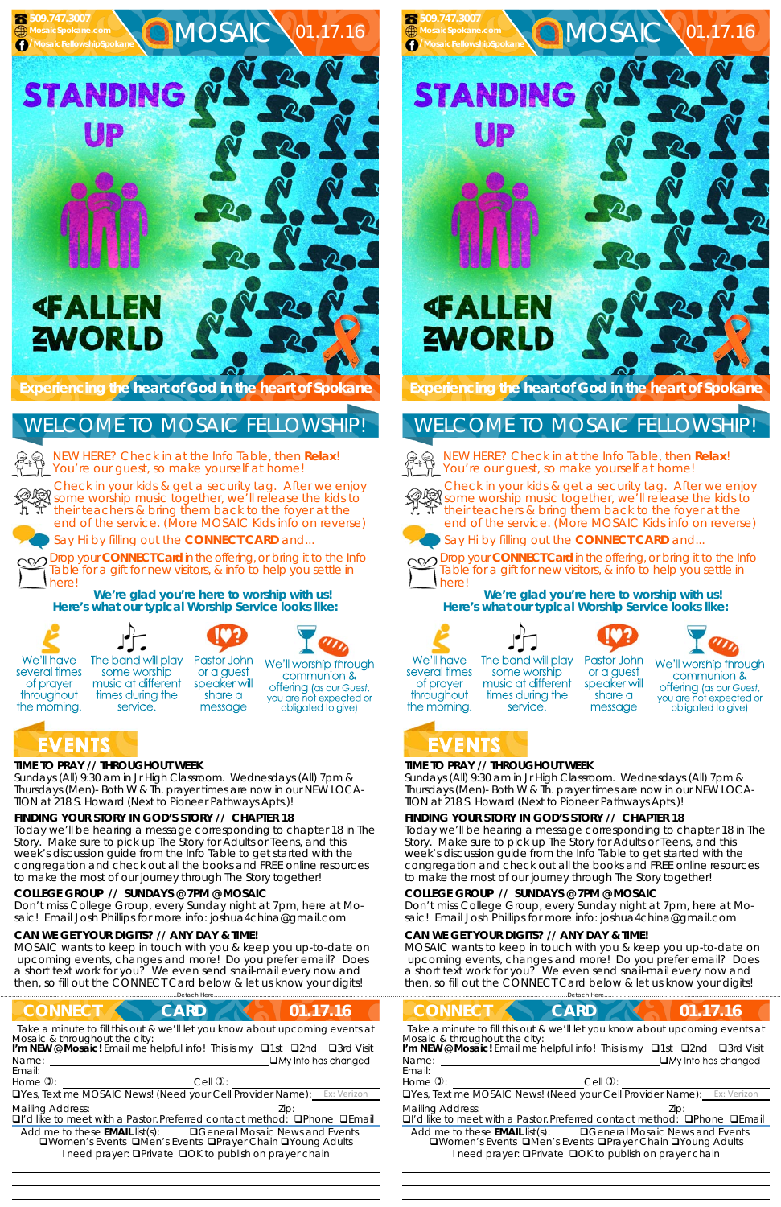509.747.3007
MosaicSpokane.com
/MosaicFellowshipSpokane

# MOSAIC 01.17.16

STANDING UP
A FALLEN WORLD

Experiencing the heart of God in the heart of Spokane

## WELCOME TO MOSAIC FELLOWSHIP!

NEW HERE? Check in at the Info Table, then **Relax**! You're our guest, so make yourself at home!

Check in your kids & get a security tag. After we enjoy some worship music together, we'll release the kids to their teachers & bring them back to the foyer at the end of the service. (More MOSAIC Kids info on reverse)

Say Hi by filling out the **CONNECTCARD** and...

Drop your **CONNECTCard** in the offering, or bring it to the Info Table for a gift for new visitors, & info to help you settle in here!

**We're glad you're here to worship with us!**
**Here's what our typical Worship Service looks like:**

We'll have several times of prayer throughout the morning.

The band will play some worship music at different times during the service.

Pastor John or a guest speaker will share a message

We'll worship through communion & offering (as our Guest, you are not expected or obligated to give)

## EVENTS

**TIME TO PRAY // THROUGHOUT WEEK**
Sundays (All) 9:30 am in Jr High Classroom. Wednesdays (All) 7pm & Thursdays (Men)- Both W & Th. prayer times are now in our NEW LOCATION at 218 S. Howard (Next to Pioneer Pathways Apts.)!

**FINDING YOUR STORY IN GOD'S STORY // CHAPTER 18**
Today we'll be hearing a message corresponding to chapter 18 in The Story. Make sure to pick up The Story for Adults or Teens, and this week's discussion guide from the Info Table to get started with the congregation and check out all the books and FREE online resources to make the most of our journey through The Story together!

**COLLEGE GROUP // SUNDAYS @ 7PM @ MOSAIC**
Don't miss College Group, every Sunday night at 7pm, here at Mosaic! Email Josh Phillips for more info: joshua4china@gmail.com

**CAN WE GET YOUR DIGITS? // ANY DAY & TIME!**
MOSAIC wants to keep in touch with you & keep you up-to-date on upcoming events, changes and more! Do you prefer email? Does a short text work for you? We even send snail-mail every now and then, so fill out the CONNECT Card below & let us know your digits!

Detach Here

## CONNECT CARD 01.17.16

Take a minute to fill this out & we'll let you know about upcoming events at Mosaic & throughout the city:

**I'm NEW @ Mosaic!** Email me helpful info! This is my ❑1st ❑2nd ❑3rd Visit

Name: ______________________ ❑My Info has changed

Email: ______________________

Home: ______________ Cell: ______________

❑Yes, Text me MOSAIC News! (Need your Cell Provider Name): Ex: Verizon

Mailing Address: ______________ Zip: ______

❑I'd like to meet with a Pastor. Preferred contact method: ❑Phone ❑Email

Add me to these **EMAIL** list(s): ❑General Mosaic News and Events ❑Women's Events ❑Men's Events ❑Prayer Chain ❑Young Adults

I need prayer: ❑Private ❑OK to publish on prayer chain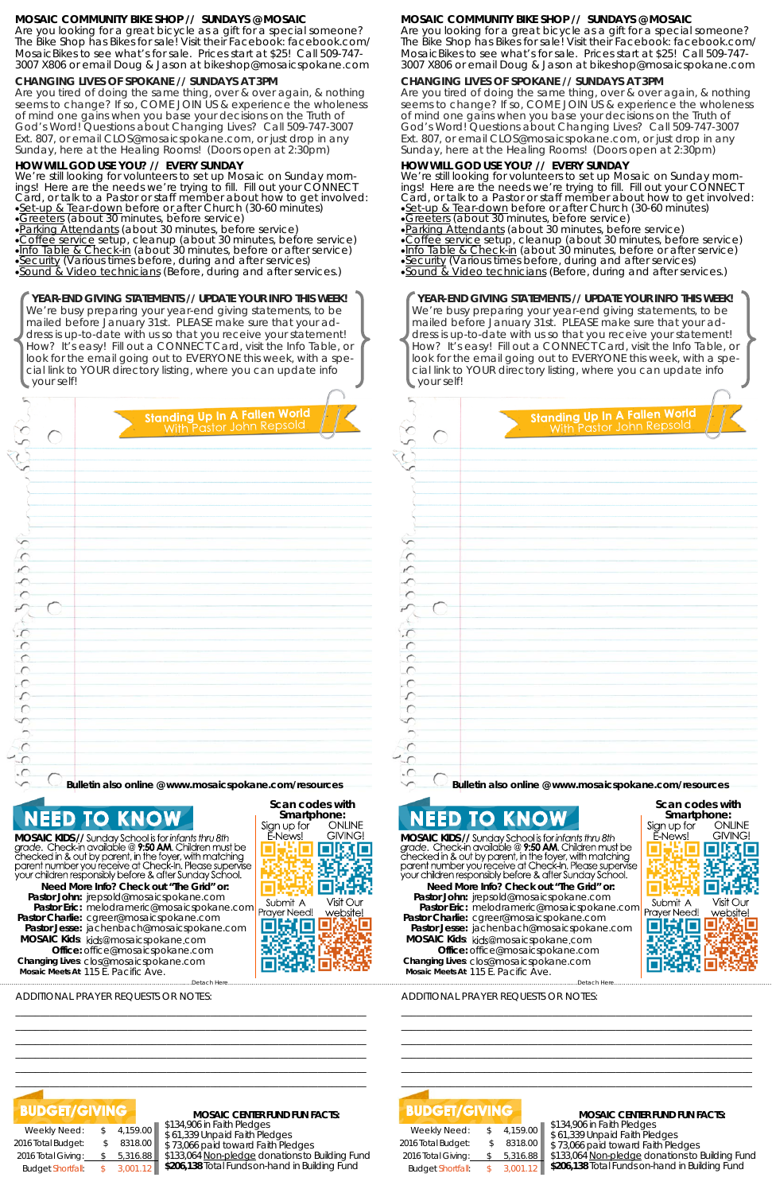**MOSAIC COMMUNITY BIKE SHOP // SUNDAYS @ MOSAIC**
Are you looking for a great bicycle as a gift for a special someone? The Bike Shop has Bikes for sale! Visit their Facebook: facebook.com/MosaicBikes to see what's for sale. Prices start at $25! Call 509-747-3007 X806 or email Doug & Jason at bikeshop@mosaicspokane.com

**CHANGING LIVES OF SPOKANE // SUNDAYS AT 3PM**
Are you tired of doing the same thing, over & over again, & nothing seems to change? If so, COME JOIN US & experience the wholeness of mind one gains when you base your decisions on the Truth of God's Word! Questions about Changing Lives? Call 509-747-3007 Ext. 807, or email CLOS@mosaicspokane.com, or just drop in any Sunday, here at the Healing Rooms! (Doors open at 2:30pm)

**HOW WILL GOD USE YOU? // EVERY SUNDAY**
We're still looking for volunteers to set up Mosaic on Sunday mornings! Here are the needs we're trying to fill. Fill out your CONNECT Card, or talk to a Pastor or staff member about how to get involved:
- Set-up & Tear-down before or after Church (30-60 minutes)
- Greeters (about 30 minutes, before service)
- Parking Attendants (about 30 minutes, before service)
- Coffee service setup, cleanup (about 30 minutes, before service)
- Info Table & Check-in (about 30 minutes, before or after service)
- Security (Various times before, during and after services)
- Sound & Video technicians (Before, during and after services.)

**YEAR-END GIVING STATEMENTS // UPDATE YOUR INFO THIS WEEK!**
We're busy preparing your year-end giving statements, to be mailed before January 31st. PLEASE make sure that your address is up-to-date with us so that you receive your statement! How? It's easy! Fill out a CONNECT Card, visit the Info Table, or look for the email going out to EVERYONE this week, with a special link to YOUR directory listing, where you can update info your self!

**Standing Up In A Fallen World**
With Pastor John Repsold

Bulletin also online @www.mosaicspokane.com/resources

## NEED TO KNOW

**MOSAIC KIDS //** Sunday School is for *infants thru 8th grade.* Check-in available @ **9:50 AM.** Children must be checked in & out by parent, in the foyer, with matching parent number you receive at Check-In. Please supervise your children responsibly before & after Sunday School.

**Need More Info? Check out "The Grid" or:**
**Pastor John:** jrepsold@mosaicspokane.com
**Pastor Eric:** melodrameric@mosaicspokane.com
**Pastor Charlie:** cgreer@mosaicspokane.com
**Pastor Jesse:** jachenbach@mosaicspokane.com
**MOSAIC Kids:** kids@mosaicspokane.com
**Office:** office@mosaicspokane.com
**Changing Lives:** clos@mosaicspokane.com
**Mosaic Meets At** 115 E. Pacific Ave.

**Scan codes with Smartphone:**
Sign up for E-News! | ONLINE GIVING! | Submit A Prayer Need! | Visit Our website!

Detach Here

ADDITIONAL PRAYER REQUESTS OR NOTES:

## BUDGET/GIVING

| | | |
|---|---|---|
| Weekly Need: | $ | 4,159.00 |
| 2016 Total Budget: | $ | 8318.00 |
| 2016 Total Giving: | $ | 5,316.88 |
| Budget Shortfall: | $ | 3,001.12 |

**MOSAIC CENTER FUND FUN FACTS:**
$134,906 in Faith Pledges
$ 61,339 Unpaid Faith Pledges
$ 73,066 paid toward Faith Pledges
$133,064 Non-pledge donations to Building Fund
**$206,138** Total Funds on-hand in Building Fund

---

**MOSAIC COMMUNITY BIKE SHOP // SUNDAYS @ MOSAIC**
Are you looking for a great bicycle as a gift for a special someone? The Bike Shop has Bikes for sale! Visit their Facebook: facebook.com/MosaicBikes to see what's for sale. Prices start at $25! Call 509-747-3007 X806 or email Doug & Jason at bikeshop@mosaicspokane.com

**CHANGING LIVES OF SPOKANE // SUNDAYS AT 3PM**
Are you tired of doing the same thing, over & over again, & nothing seems to change? If so, COME JOIN US & experience the wholeness of mind one gains when you base your decisions on the Truth of God's Word! Questions about Changing Lives? Call 509-747-3007 Ext. 807, or email CLOS@mosaicspokane.com, or just drop in any Sunday, here at the Healing Rooms! (Doors open at 2:30pm)

**HOW WILL GOD USE YOU? // EVERY SUNDAY**
We're still looking for volunteers to set up Mosaic on Sunday mornings! Here are the needs we're trying to fill. Fill out your CONNECT Card, or talk to a Pastor or staff member about how to get involved:
- Set-up & Tear-down before or after Church (30-60 minutes)
- Greeters (about 30 minutes, before service)
- Parking Attendants (about 30 minutes, before service)
- Coffee service setup, cleanup (about 30 minutes, before service)
- Info Table & Check-in (about 30 minutes, before or after service)
- Security (Various times before, during and after services)
- Sound & Video technicians (Before, during and after services.)

**YEAR-END GIVING STATEMENTS // UPDATE YOUR INFO THIS WEEK!**
We're busy preparing your year-end giving statements, to be mailed before January 31st. PLEASE make sure that your address is up-to-date with us so that you receive your statement! How? It's easy! Fill out a CONNECT Card, visit the Info Table, or look for the email going out to EVERYONE this week, with a special link to YOUR directory listing, where you can update info your self!

**Standing Up In A Fallen World**
With Pastor John Repsold

Bulletin also online @www.mosaicspokane.com/resources

## NEED TO KNOW

**MOSAIC KIDS //** Sunday School is for *infants thru 8th grade.* Check-in available @ **9:50 AM.** Children must be checked in & out by parent, in the foyer, with matching parent number you receive at Check-In. Please supervise your children responsibly before & after Sunday School.

**Need More Info? Check out "The Grid" or:**
**Pastor John:** jrepsold@mosaicspokane.com
**Pastor Eric:** melodrameric@mosaicspokane.com
**Pastor Charlie:** cgreer@mosaicspokane.com
**Pastor Jesse:** jachenbach@mosaicspokane.com
**MOSAIC Kids:** kids@mosaicspokane.com
**Office:** office@mosaicspokane.com
**Changing Lives:** clos@mosaicspokane.com
**Mosaic Meets At** 115 E. Pacific Ave.

**Scan codes with Smartphone:**
Sign up for E-News! | ONLINE GIVING! | Submit A Prayer Need! | Visit Our website!

Detach Here

ADDITIONAL PRAYER REQUESTS OR NOTES:

## BUDGET/GIVING

| | | |
|---|---|---|
| Weekly Need: | $ | 4,159.00 |
| 2016 Total Budget: | $ | 8318.00 |
| 2016 Total Giving: | $ | 5,316.88 |
| Budget Shortfall: | $ | 3,001.12 |

**MOSAIC CENTER FUND FUN FACTS:**
$134,906 in Faith Pledges
$ 61,339 Unpaid Faith Pledges
$ 73,066 paid toward Faith Pledges
$133,064 Non-pledge donations to Building Fund
**$206,138** Total Funds on-hand in Building Fund